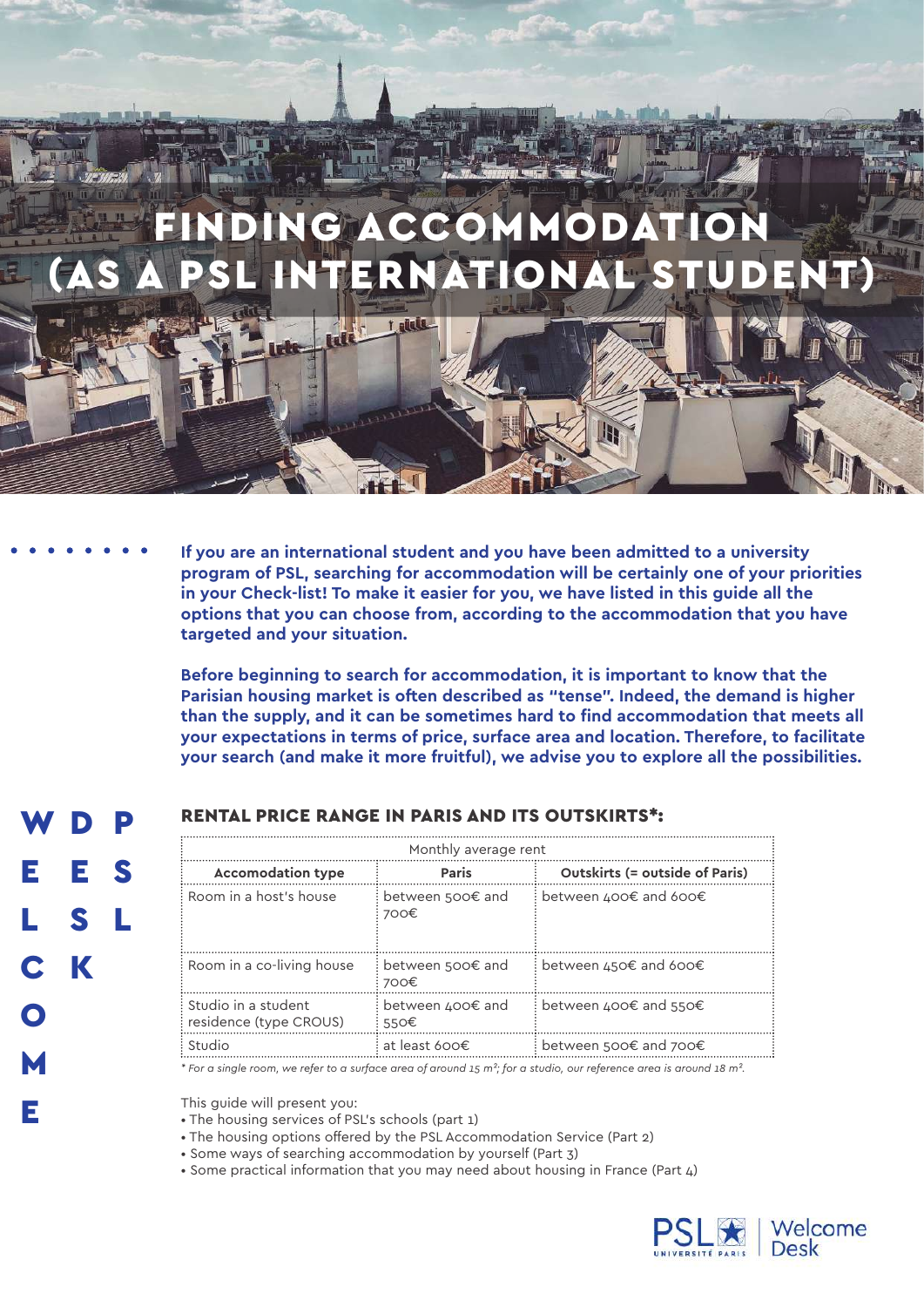# FINDING ACCOMMODATION (AS A PSL INTERNATIONAL STUDENT)

**If you are an international student and you have been admitted to a university program of PSL, searching for accommodation will be certainly one of your priorities in your Check-list! To make it easier for you, we have listed in this guide all the options that you can choose from, according to the accommodation that you have targeted and your situation.**

**Before beginning to search for accommodation, it is important to know that the Parisian housing market is often described as "tense". Indeed, the demand is higher than the supply, and it can be sometimes hard to find accommodation that meets all your expectations in terms of price, surface area and location. Therefore, to facilitate your search (and make it more fruitful), we advise you to explore all the possibilities.**

## RENTAL PRICE RANGE IN PARIS AND ITS OUTSKIRTS*:

| Monthly average rent | | |
|---|---|---|
| **Accomodation type** | **Paris** | **Outskirts (= outside of Paris)** |
| Room in a host's house | between 500€ and 700€ | between 400€ and 600€ |
| Room in a co-living house | between 500€ and 700€ | between 450€ and 600€ |
| Studio in a student residence (type CROUS) | between 400€ and 550€ | between 400€ and 550€ |
| Studio | at least 600€ | between 500€ and 700€ |

*\* For a single room, we refer to a surface area of around 15 m²; for a studio, our reference area is around 18 m².*

This guide will present you:
- The housing services of PSL's schools (part 1)
- The housing options offered by the PSL Accommodation Service (Part 2)
- Some ways of searching accommodation by yourself (Part 3)
- Some practical information that you may need about housing in France (Part 4)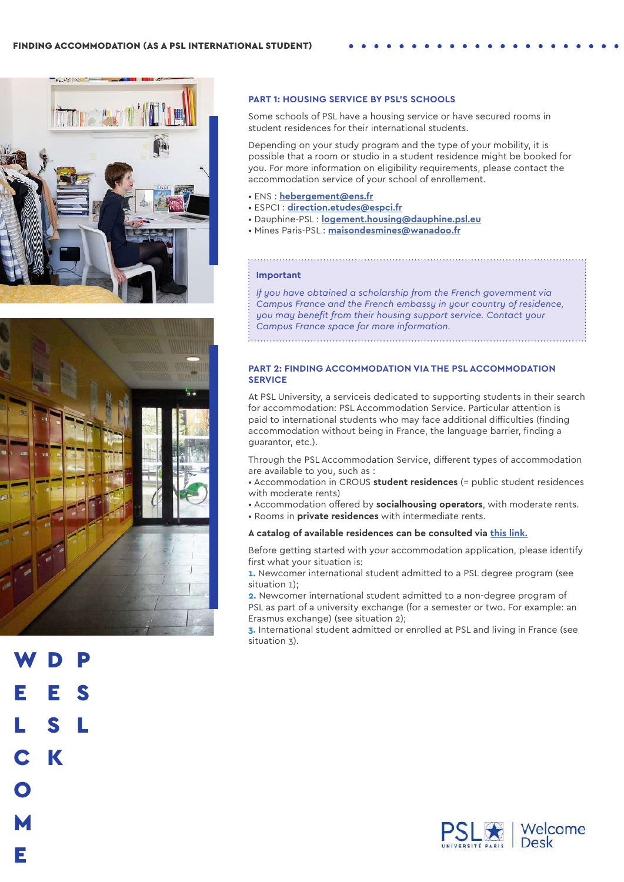FINDING ACCOMMODATION (AS A PSL INTERNATIONAL STUDENT)

### PART 1: HOUSING SERVICE BY PSL'S SCHOOLS

Some schools of PSL have a housing service or have secured rooms in student residences for their international students.

Depending on your study program and the type of your mobility, it is possible that a room or studio in a student residence might be booked for you. For more information on eligibility requirements, please contact the accommodation service of your school of enrollement.

- ENS : **hebergement@ens.fr**
- ESPCI : **direction.etudes@espci.fr**
- Dauphine-PSL : **logement.housing@dauphine.psl.eu**
- Mines Paris-PSL : **maisondesmines@wanadoo.fr**

**Important**

*If you have obtained a scholarship from the French government via Campus France and the French embassy in your country of residence, you may benefit from their housing support service. Contact your Campus France space for more information.*

### PART 2: FINDING ACCOMMODATION VIA THE PSL ACCOMMODATION SERVICE

At PSL University, a serviceis dedicated to supporting students in their search for accommodation: PSL Accommodation Service. Particular attention is paid to international students who may face additional difficulties (finding accommodation without being in France, the language barrier, finding a guarantor, etc.).

Through the PSL Accommodation Service, different types of accommodation are available to you, such as :

- Accommodation in CROUS **student residences** (= public student residences with moderate rents)
- Accommodation offered by **socialhousing operators**, with moderate rents.
- Rooms in **private residences** with intermediate rents.

**A catalog of available residences can be consulted via this link.**

Before getting started with your accommodation application, please identify first what your situation is:

1. Newcomer international student admitted to a PSL degree program (see situation 1);
2. Newcomer international student admitted to a non-degree program of PSL as part of a university exchange (for a semester or two. For example: an Erasmus exchange) (see situation 2);
3. International student admitted or enrolled at PSL and living in France (see situation 3).

WELCOME DESK PSL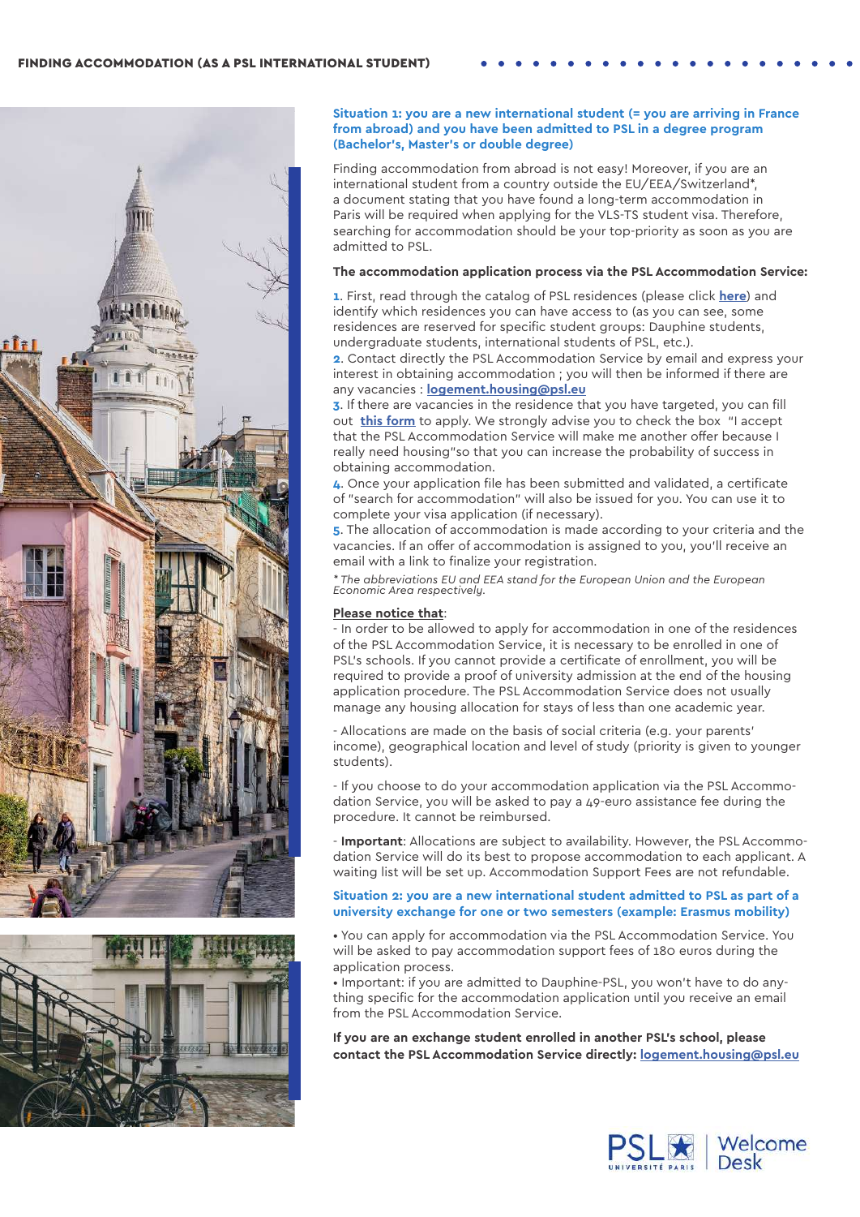## FINDING ACCOMMODATION (AS A PSL INTERNATIONAL STUDENT)

### Situation 1: you are a new international student (= you are arriving in France from abroad) and you have been admitted to PSL in a degree program (Bachelor's, Master's or double degree)

Finding accommodation from abroad is not easy! Moreover, if you are an international student from a country outside the EU/EEA/Switzerland*, a document stating that you have found a long-term accommodation in Paris will be required when applying for the VLS-TS student visa. Therefore, searching for accommodation should be your top-priority as soon as you are admitted to PSL.

**The accommodation application process via the PSL Accommodation Service:**

1. First, read through the catalog of PSL residences (please click **here**) and identify which residences you can have access to (as you can see, some residences are reserved for specific student groups: Dauphine students, undergraduate students, international students of PSL, etc.).
2. Contact directly the PSL Accommodation Service by email and express your interest in obtaining accommodation ; you will then be informed if there are any vacancies : **logement.housing@psl.eu**
3. If there are vacancies in the residence that you have targeted, you can fill out **this form** to apply. We strongly advise you to check the box "I accept that the PSL Accommodation Service will make me another offer because I really need housing"so that you can increase the probability of success in obtaining accommodation.
4. Once your application file has been submitted and validated, a certificate of "search for accommodation" will also be issued for you. You can use it to complete your visa application (if necessary).
5. The allocation of accommodation is made according to your criteria and the vacancies. If an offer of accommodation is assigned to you, you'll receive an email with a link to finalize your registration.

*\* The abbreviations EU and EEA stand for the European Union and the European Economic Area respectively.*

**Please notice that**:

- In order to be allowed to apply for accommodation in one of the residences of the PSL Accommodation Service, it is necessary to be enrolled in one of PSL's schools. If you cannot provide a certificate of enrollment, you will be required to provide a proof of university admission at the end of the housing application procedure. The PSL Accommodation Service does not usually manage any housing allocation for stays of less than one academic year.

- Allocations are made on the basis of social criteria (e.g. your parents' income), geographical location and level of study (priority is given to younger students).

- If you choose to do your accommodation application via the PSL Accommodation Service, you will be asked to pay a 49-euro assistance fee during the procedure. It cannot be reimbursed.

- **Important**: Allocations are subject to availability. However, the PSL Accommodation Service will do its best to propose accommodation to each applicant. A waiting list will be set up. Accommodation Support Fees are not refundable.

### Situation 2: you are a new international student admitted to PSL as part of a university exchange for one or two semesters (example: Erasmus mobility)

- You can apply for accommodation via the PSL Accommodation Service. You will be asked to pay accommodation support fees of 180 euros during the application process.
- Important: if you are admitted to Dauphine-PSL, you won't have to do anything specific for the accommodation application until you receive an email from the PSL Accommodation Service.

**If you are an exchange student enrolled in another PSL's school, please contact the PSL Accommodation Service directly: logement.housing@psl.eu**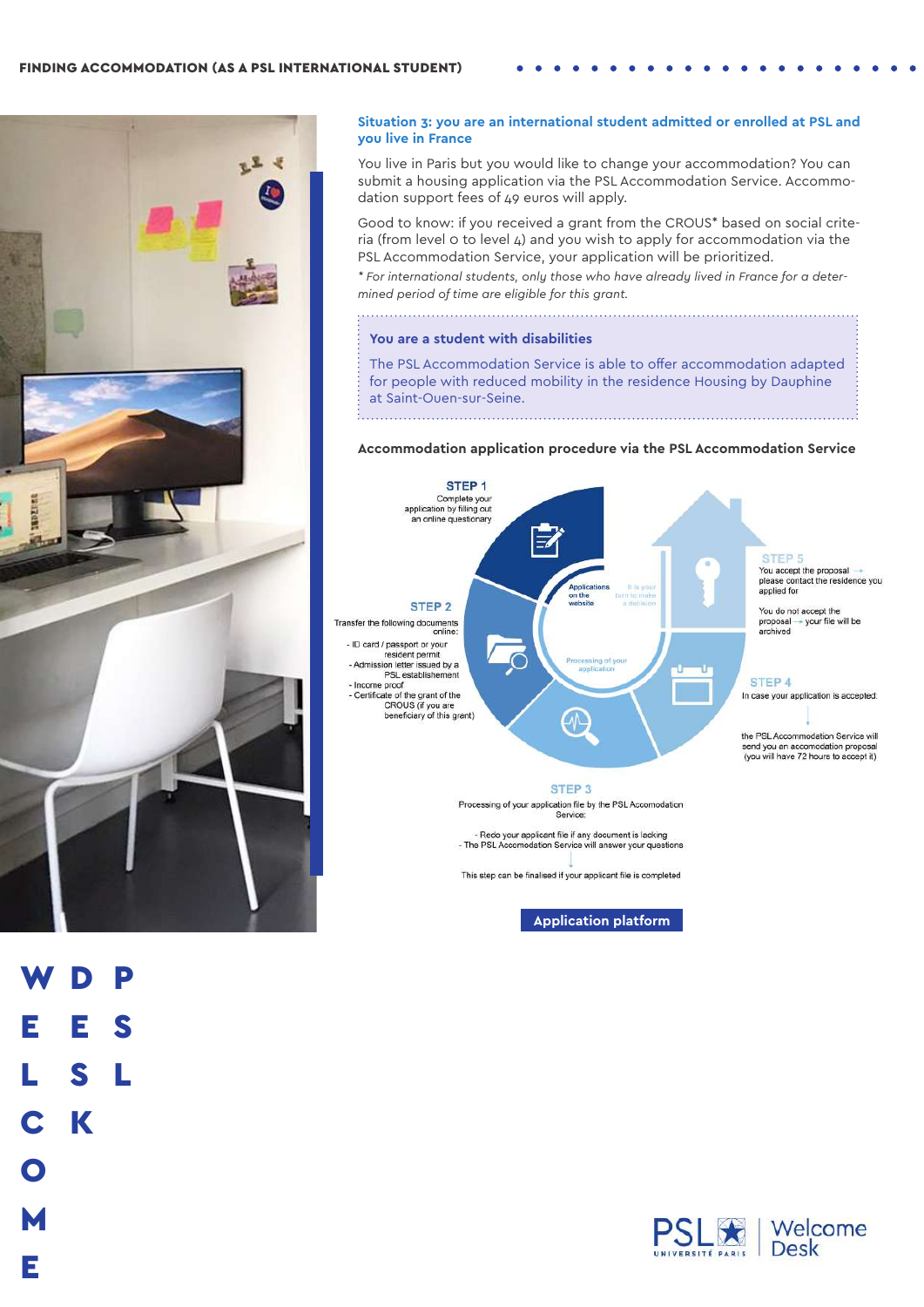### Situation 3: you are an international student admitted or enrolled at PSL and you live in France

You live in Paris but you would like to change your accommodation? You can submit a housing application via the PSL Accommodation Service. Accommodation support fees of 49 euros will apply.

Good to know: if you received a grant from the CROUS* based on social criteria (from level 0 to level 4) and you wish to apply for accommodation via the PSL Accommodation Service, your application will be prioritized.

*\* For international students, only those who have already lived in France for a determined period of time are eligible for this grant.*

> **You are a student with disabilities**
>
> The PSL Accommodation Service is able to offer accommodation adapted for people with reduced mobility in the residence Housing by Dauphine at Saint-Ouen-sur-Seine.

**Accommodation application procedure via the PSL Accommodation Service**

**STEP 1**
Complete your application by filling out an online questionary

**STEP 2**
Transfer the following documents online:
- ID card / passport or your resident permit
- Admission letter issued by a PSL establishement
- Income proof
- Certificate of the grant of the CROUS (if you are beneficiary of this grant)

**STEP 3**
Processing of your application file by the PSL Accomodation Service:
- Redo your applicant file if any document is lacking
- The PSL Accomodation Service will answer your questions

↓

This step can be finalised if your applicant file is completed

**STEP 4**
In case your application is accepted

↓

the PSL Accommodation Service will send you an accomodation proposal (you will have 72 hours to accept it)

**STEP 5**
You accept the proposal → please contact the residence you applied for

You do not accept the proposal → your file will be archived

Applications on the website — It is your turn to make a decision — Processing of your application

**Application platform**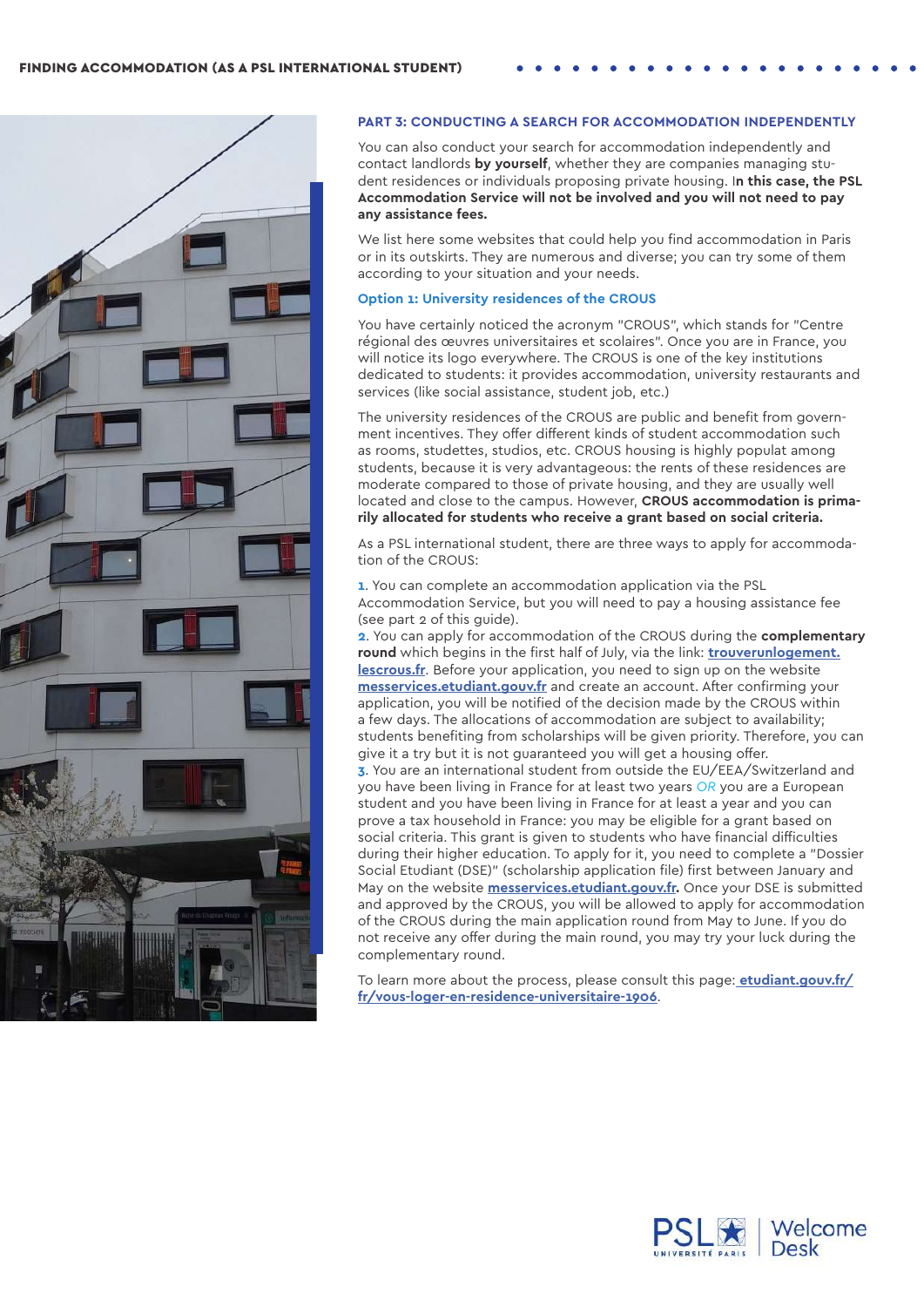## PART 3: CONDUCTING A SEARCH FOR ACCOMMODATION INDEPENDENTLY

You can also conduct your search for accommodation independently and contact landlords **by yourself**, whether they are companies managing student residences or individuals proposing private housing. I**n this case, the PSL Accommodation Service will not be involved and you will not need to pay any assistance fees.**

We list here some websites that could help you find accommodation in Paris or in its outskirts. They are numerous and diverse; you can try some of them according to your situation and your needs.

### Option 1: University residences of the CROUS

You have certainly noticed the acronym "CROUS", which stands for "Centre régional des œuvres universitaires et scolaires". Once you are in France, you will notice its logo everywhere. The CROUS is one of the key institutions dedicated to students: it provides accommodation, university restaurants and services (like social assistance, student job, etc.)

The university residences of the CROUS are public and benefit from government incentives. They offer different kinds of student accommodation such as rooms, studettes, studios, etc. CROUS housing is highly populat among students, because it is very advantageous: the rents of these residences are moderate compared to those of private housing, and they are usually well located and close to the campus. However, **CROUS accommodation is primarily allocated for students who receive a grant based on social criteria.**

As a PSL international student, there are three ways to apply for accommodation of the CROUS:

1. You can complete an accommodation application via the PSL Accommodation Service, but you will need to pay a housing assistance fee (see part 2 of this guide).
2. You can apply for accommodation of the CROUS during the **complementary round** which begins in the first half of July, via the link: trouverunlogement.lescrous.fr. Before your application, you need to sign up on the website messervices.etudiant.gouv.fr and create an account. After confirming your application, you will be notified of the decision made by the CROUS within a few days. The allocations of accommodation are subject to availability; students benefiting from scholarships will be given priority. Therefore, you can give it a try but it is not guaranteed you will get a housing offer.
3. You are an international student from outside the EU/EEA/Switzerland and you have been living in France for at least two years *OR* you are a European student and you have been living in France for at least a year and you can prove a tax household in France: you may be eligible for a grant based on social criteria. This grant is given to students who have financial difficulties during their higher education. To apply for it, you need to complete a "Dossier Social Etudiant (DSE)" (scholarship application file) first between January and May on the website messervices.etudiant.gouv.fr. Once your DSE is submitted and approved by the CROUS, you will be allowed to apply for accommodation of the CROUS during the main application round from May to June. If you do not receive any offer during the main round, you may try your luck during the complementary round.

To learn more about the process, please consult this page: etudiant.gouv.fr/fr/vous-loger-en-residence-universitaire-1906.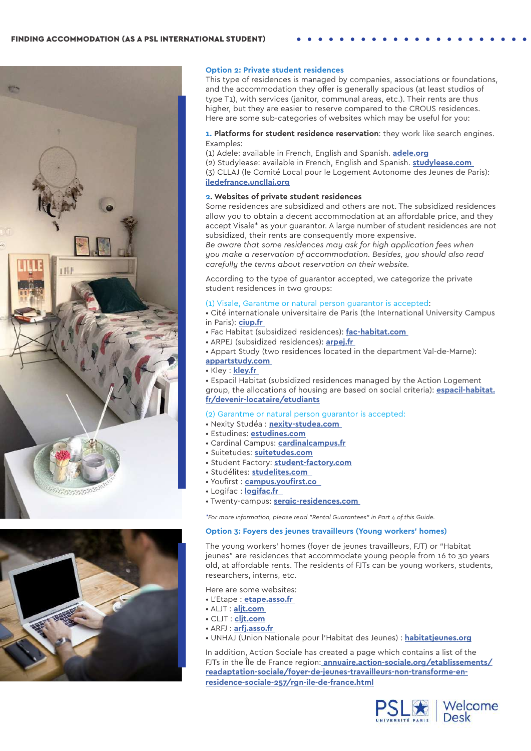## Option 2: Private student residences

This type of residences is managed by companies, associations or foundations, and the accommodation they offer is generally spacious (at least studios of type T1), with services (janitor, communal areas, etc.). Their rents are thus higher, but they are easier to reserve compared to the CROUS residences. Here are some sub-categories of websites which may be useful for you:

**1. Platforms for student residence reservation**: they work like search engines. Examples:

(1) Adele: available in French, English and Spanish. **adele.org**
(2) Studylease: available in French, English and Spanish. **studylease.com**
(3) CLLAJ (le Comité Local pour le Logement Autonome des Jeunes de Paris): **iledefrance.uncllaj.org**

**2. Websites of private student residences**

Some residences are subsidized and others are not. The subsidized residences allow you to obtain a decent accommodation at an affordable price, and they accept Visale* as your guarantor. A large number of student residences are not subsidized, their rents are consequently more expensive.

*Be aware that some residences may ask for high application fees when you make a reservation of accommodation. Besides, you should also read carefully the terms about reservation on their website.*

According to the type of guarantor accepted, we categorize the private student residences in two groups:

(1) Visale, Garantme or natural person guarantor is accepted:

- Cité internationale universitaire de Paris (the International University Campus in Paris): **ciup.fr**
- Fac Habitat (subsidized residences): **fac-habitat.com**
- ARPEJ (subsidized residences): **arpej.fr**
- Appart Study (two residences located in the department Val-de-Marne): **appartstudy.com**
- Kley : **kley.fr**
- Espacil Habitat (subsidized residences managed by the Action Logement group, the allocations of housing are based on social criteria): **espacil-habitat.fr/devenir-locataire/etudiants**

(2) Garantme or natural person guarantor is accepted:

- Nexity Studéa : **nexity-studea.com**
- Estudines: **estudines.com**
- Cardinal Campus: **cardinalcampus.fr**
- Suitetudes: **suitetudes.com**
- Student Factory: **student-factory.com**
- Studélites: **studelites.com**
- Youfirst : **campus.youfirst.co**
- Logifac : **logifac.fr**
- Twenty-campus: **sergic-residences.com**

*\*For more information, please read "Rental Guarantees" in Part 4 of this Guide.*

## Option 3: Foyers des jeunes travailleurs (Young workers' homes)

The young workers' homes (foyer de jeunes travailleurs, FJT) or "Habitat jeunes" are residences that accommodate young people from 16 to 30 years old, at affordable rents. The residents of FJTs can be young workers, students, researchers, interns, etc.

Here are some websites:

- L'Etape : **etape.asso.fr**
- ALJT : **aljt.com**
- CLJT : **cljt.com**
- ARFJ : **arfj.asso.fr**
- UNHAJ (Union Nationale pour l'Habitat des Jeunes) : **habitatjeunes.org**

In addition, Action Sociale has created a page which contains a list of the FJTs in the Île de France region: **annuaire.action-sociale.org/etablissements/readaptation-sociale/foyer-de-jeunes-travailleurs-non-transforme-en-residence-sociale-257/rgn-ile-de-france.html**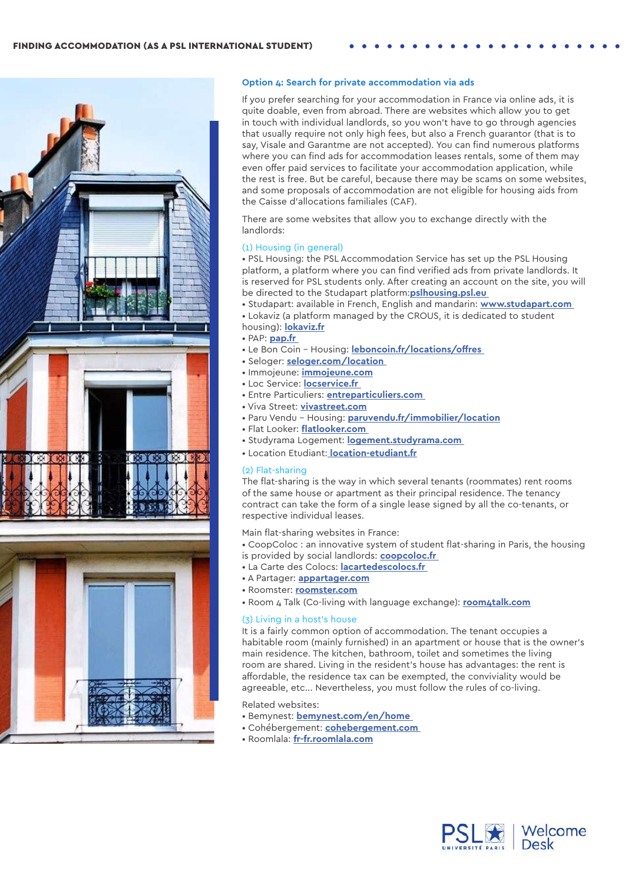### Option 4: Search for private accommodation via ads

If you prefer searching for your accommodation in France via online ads, it is quite doable, even from abroad. There are websites which allow you to get in touch with individual landlords, so you won't have to go through agencies that usually require not only high fees, but also a French guarantor (that is to say, Visale and Garantme are not accepted). You can find numerous platforms where you can find ads for accommodation leases rentals, some of them may even offer paid services to facilitate your accommodation application, while the rest is free. But be careful, because there may be scams on some websites, and some proposals of accommodation are not eligible for housing aids from the Caisse d'allocations familiales (CAF).

There are some websites that allow you to exchange directly with the landlords:

#### (1) Housing (in general)

- PSL Housing: the PSL Accommodation Service has set up the PSL Housing platform, a platform where you can find verified ads from private landlords. It is reserved for PSL students only. After creating an account on the site, you will be directed to the Studapart platform: **pslhousing.psl.eu**
- Studapart: available in French, English and mandarin: **www.studapart.com**
- Lokaviz (a platform managed by the CROUS, it is dedicated to student housing): **lokaviz.fr**
- PAP: **pap.fr**
- Le Bon Coin – Housing: **leboncoin.fr/locations/offres**
- Seloger: **seloger.com/location**
- Immojeune: **immojeune.com**
- Loc Service: **locservice.fr**
- Entre Particuliers: **entreparticuliers.com**
- Viva Street: **vivastreet.com**
- Paru Vendu – Housing: **paruvendu.fr/immobilier/location**
- Flat Looker: **flatlooker.com**
- Studyrama Logement: **logement.studyrama.com**
- Location Etudiant: **location-etudiant.fr**

#### (2) Flat-sharing

The flat-sharing is the way in which several tenants (roommates) rent rooms of the same house or apartment as their principal residence. The tenancy contract can take the form of a single lease signed by all the co-tenants, or respective individual leases.

Main flat-sharing websites in France:

- CoopColoc : an innovative system of student flat-sharing in Paris, the housing is provided by social landlords: **coopcoloc.fr**
- La Carte des Colocs: **lacartedescolocs.fr**
- A Partager: **appartager.com**
- Roomster: **roomster.com**
- Room 4 Talk (Co-living with language exchange): **room4talk.com**

#### (3) Living in a host's house

It is a fairly common option of accommodation. The tenant occupies a habitable room (mainly furnished) in an apartment or house that is the owner's main residence. The kitchen, bathroom, toilet and sometimes the living room are shared. Living in the resident's house has advantages: the rent is affordable, the residence tax can be exempted, the conviviality would be agreeable, etc... Nevertheless, you must follow the rules of co-living.

Related websites:

- Bemynest: **bemynest.com/en/home**
- Cohébergement: **cohebergement.com**
- Roomlala: **fr-fr.roomlala.com**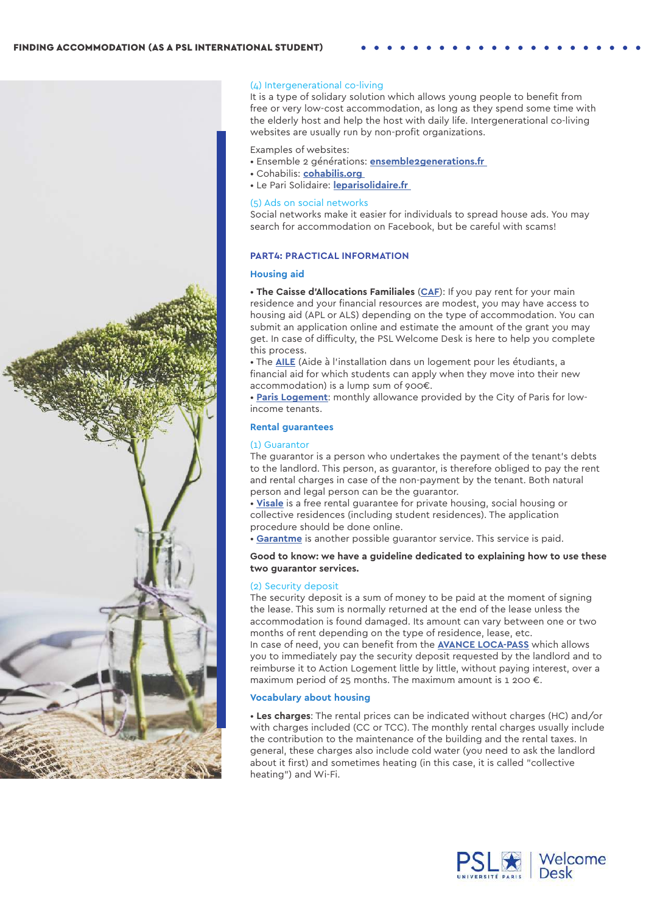(4) Intergenerational co-living

It is a type of solidary solution which allows young people to benefit from free or very low-cost accommodation, as long as they spend some time with the elderly host and help the host with daily life. Intergenerational co-living websites are usually run by non-profit organizations.

Examples of websites:

- Ensemble 2 générations: **ensemble2generations.fr**
- Cohabilis: **cohabilis.org**
- Le Pari Solidaire: **leparisolidaire.fr**

(5) Ads on social networks

Social networks make it easier for individuals to spread house ads. You may search for accommodation on Facebook, but be careful with scams!

## PART4: PRACTICAL INFORMATION

### Housing aid

- **The Caisse d'Allocations Familiales** (**CAF**): If you pay rent for your main residence and your financial resources are modest, you may have access to housing aid (APL or ALS) depending on the type of accommodation. You can submit an application online and estimate the amount of the grant you may get. In case of difficulty, the PSL Welcome Desk is here to help you complete this process.
- The **AILE** (Aide à l'installation dans un logement pour les étudiants, a financial aid for which students can apply when they move into their new accommodation) is a lump sum of 900€.
- **Paris Logement**: monthly allowance provided by the City of Paris for low-income tenants.

### Rental guarantees

(1) Guarantor

The guarantor is a person who undertakes the payment of the tenant's debts to the landlord. This person, as guarantor, is therefore obliged to pay the rent and rental charges in case of the non-payment by the tenant. Both natural person and legal person can be the guarantor.

- **Visale** is a free rental guarantee for private housing, social housing or collective residences (including student residences). The application procedure should be done online.
- **Garantme** is another possible guarantor service. This service is paid.

**Good to know: we have a guideline dedicated to explaining how to use these two guarantor services.**

(2) Security deposit

The security deposit is a sum of money to be paid at the moment of signing the lease. This sum is normally returned at the end of the lease unless the accommodation is found damaged. Its amount can vary between one or two months of rent depending on the type of residence, lease, etc.

In case of need, you can benefit from the **AVANCE LOCA-PASS** which allows you to immediately pay the security deposit requested by the landlord and to reimburse it to Action Logement little by little, without paying interest, over a maximum period of 25 months. The maximum amount is 1 200 €.

### Vocabulary about housing

- **Les charges**: The rental prices can be indicated without charges (HC) and/or with charges included (CC or TCC). The monthly rental charges usually include the contribution to the maintenance of the building and the rental taxes. In general, these charges also include cold water (you need to ask the landlord about it first) and sometimes heating (in this case, it is called "collective heating") and Wi-Fi.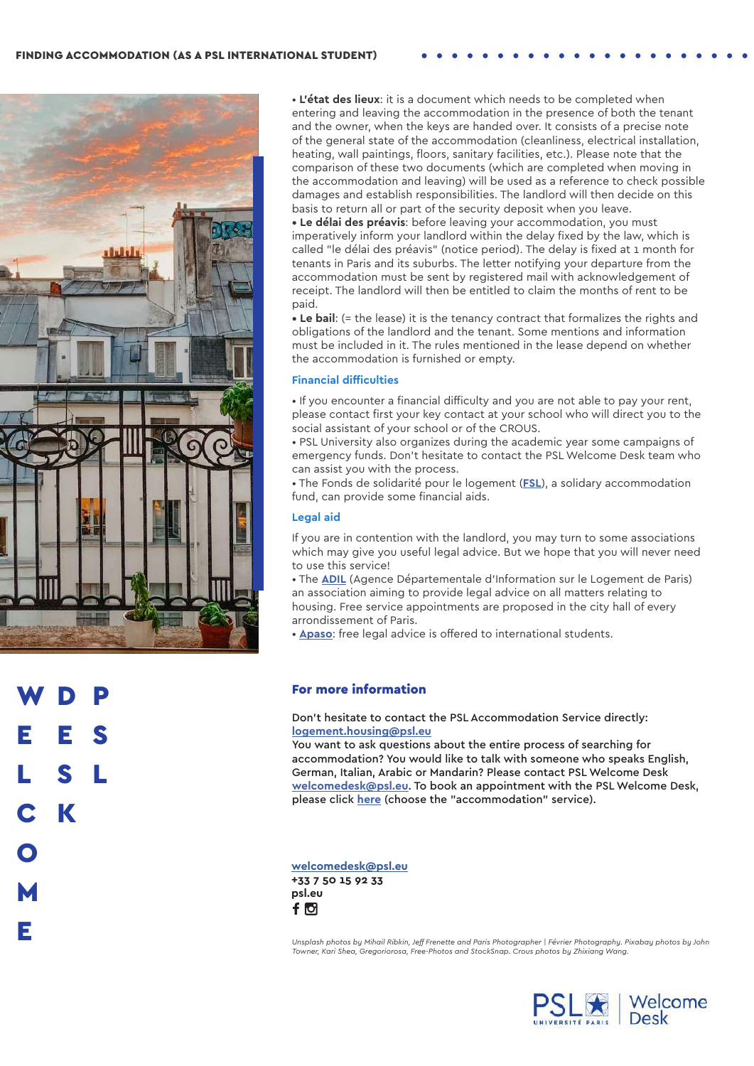- **L'état des lieux**: it is a document which needs to be completed when entering and leaving the accommodation in the presence of both the tenant and the owner, when the keys are handed over. It consists of a precise note of the general state of the accommodation (cleanliness, electrical installation, heating, wall paintings, floors, sanitary facilities, etc.). Please note that the comparison of these two documents (which are completed when moving in the accommodation and leaving) will be used as a reference to check possible damages and establish responsibilities. The landlord will then decide on this basis to return all or part of the security deposit when you leave.
- **Le délai des préavis**: before leaving your accommodation, you must imperatively inform your landlord within the delay fixed by the law, which is called "le délai des préavis" (notice period). The delay is fixed at 1 month for tenants in Paris and its suburbs. The letter notifying your departure from the accommodation must be sent by registered mail with acknowledgement of receipt. The landlord will then be entitled to claim the months of rent to be paid.
- **Le bail**: (= the lease) it is the tenancy contract that formalizes the rights and obligations of the landlord and the tenant. Some mentions and information must be included in it. The rules mentioned in the lease depend on whether the accommodation is furnished or empty.

### Financial difficulties

- If you encounter a financial difficulty and you are not able to pay your rent, please contact first your key contact at your school who will direct you to the social assistant of your school or of the CROUS.
- PSL University also organizes during the academic year some campaigns of emergency funds. Don't hesitate to contact the PSL Welcome Desk team who can assist you with the process.
- The Fonds de solidarité pour le logement (**FSL**), a solidary accommodation fund, can provide some financial aids.

### Legal aid

If you are in contention with the landlord, you may turn to some associations which may give you useful legal advice. But we hope that you will never need to use this service!

- The **ADIL** (Agence Départementale d'Information sur le Logement de Paris) an association aiming to provide legal advice on all matters relating to housing. Free service appointments are proposed in the city hall of every arrondissement of Paris.
- **Apaso**: free legal advice is offered to international students.

## For more information

Don't hesitate to contact the PSL Accommodation Service directly: logement.housing@psl.eu
You want to ask questions about the entire process of searching for accommodation? You would like to talk with someone who speaks English, German, Italian, Arabic or Mandarin? Please contact PSL Welcome Desk welcomedesk@psl.eu. To book an appointment with the PSL Welcome Desk, please click here (choose the "accommodation" service).

welcomedesk@psl.eu
+33 7 50 15 92 33
psl.eu

*Unsplash photos by Mihail Ribkin, Jeff Frenette and Paris Photographer | Février Photography. Pixabay photos by John Towner, Kari Shea, Gregoriorosa, Free-Photos and StockSnap. Crous photos by Zhixiang Wang.*

PSL Université Paris | Welcome Desk